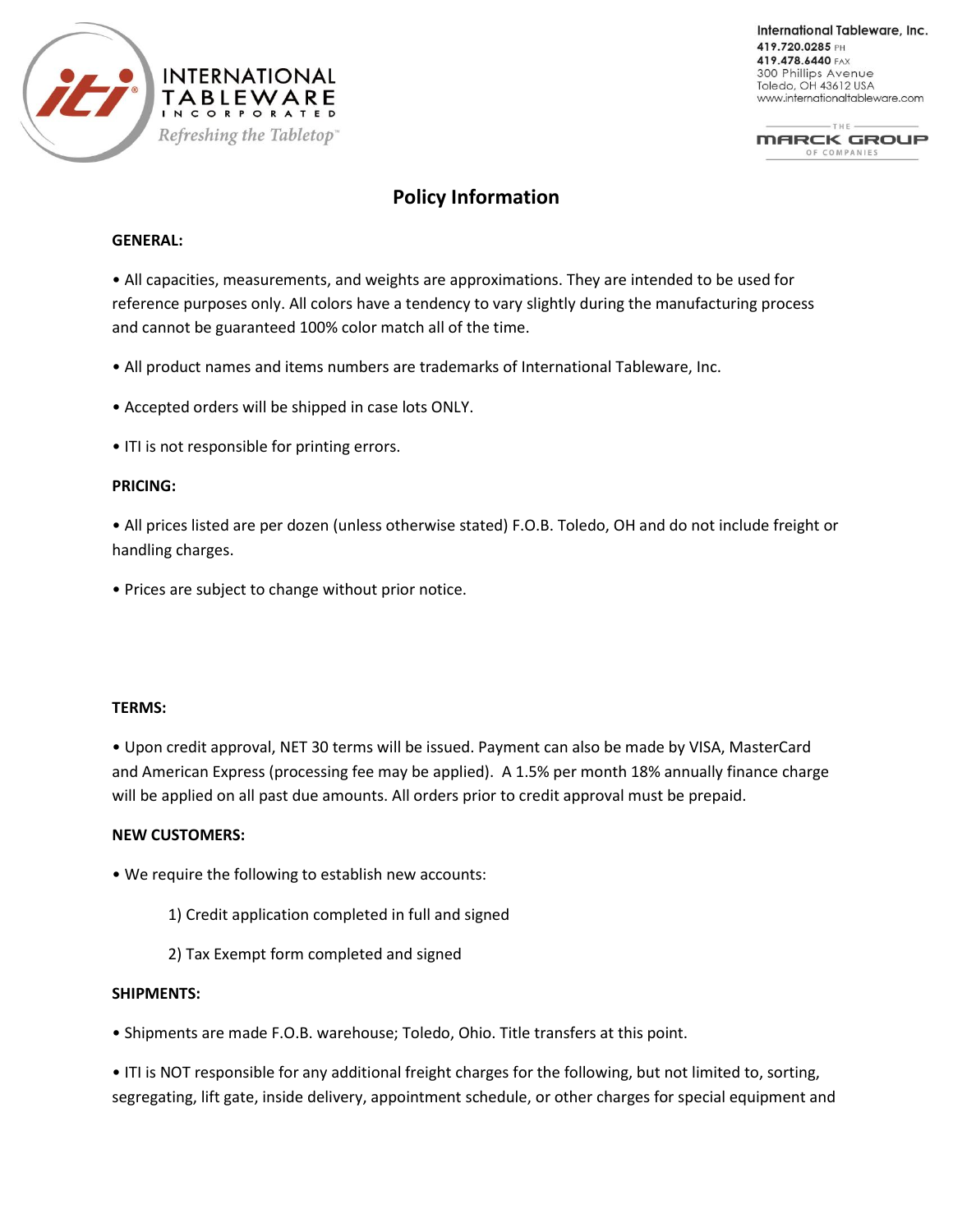International Tableware, Inc.
419.720.0285 PH
419.478.6440 FAX
300 Phillips Avenue
Toledo, OH 43612 USA
www.internationaltableware.com

# Policy Information

**GENERAL:**

• All capacities, measurements, and weights are approximations. They are intended to be used for reference purposes only. All colors have a tendency to vary slightly during the manufacturing process and cannot be guaranteed 100% color match all of the time.

• All product names and items numbers are trademarks of International Tableware, Inc.

• Accepted orders will be shipped in case lots ONLY.

• ITI is not responsible for printing errors.

**PRICING:**

• All prices listed are per dozen (unless otherwise stated) F.O.B. Toledo, OH and do not include freight or handling charges.

• Prices are subject to change without prior notice.

**TERMS:**

• Upon credit approval, NET 30 terms will be issued. Payment can also be made by VISA, MasterCard and American Express (processing fee may be applied). A 1.5% per month 18% annually finance charge will be applied on all past due amounts. All orders prior to credit approval must be prepaid.

**NEW CUSTOMERS:**

• We require the following to establish new accounts:

1) Credit application completed in full and signed

2) Tax Exempt form completed and signed

**SHIPMENTS:**

• Shipments are made F.O.B. warehouse; Toledo, Ohio. Title transfers at this point.

• ITI is NOT responsible for any additional freight charges for the following, but not limited to, sorting, segregating, lift gate, inside delivery, appointment schedule, or other charges for special equipment and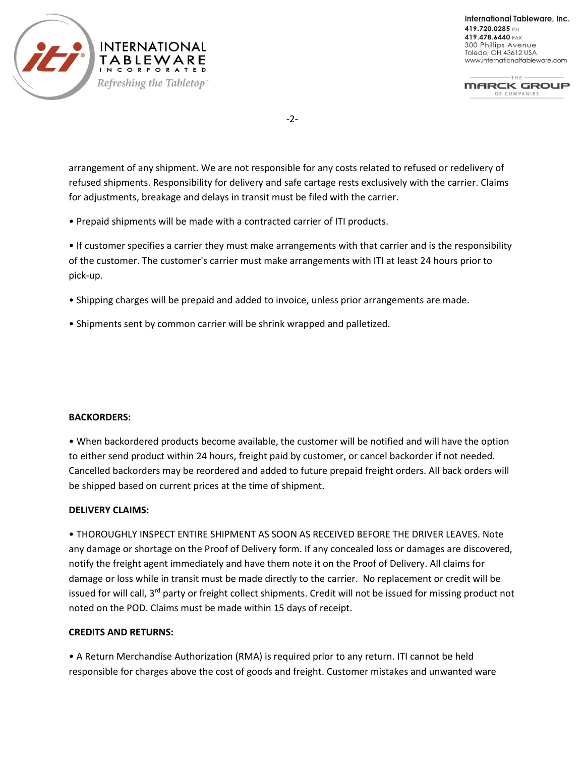arrangement of any shipment. We are not responsible for any costs related to refused or redelivery of refused shipments. Responsibility for delivery and safe cartage rests exclusively with the carrier. Claims for adjustments, breakage and delays in transit must be filed with the carrier.

- Prepaid shipments will be made with a contracted carrier of ITI products.

- If customer specifies a carrier they must make arrangements with that carrier and is the responsibility of the customer. The customer's carrier must make arrangements with ITI at least 24 hours prior to pick-up.

- Shipping charges will be prepaid and added to invoice, unless prior arrangements are made.

- Shipments sent by common carrier will be shrink wrapped and palletized.

**BACKORDERS:**

- When backordered products become available, the customer will be notified and will have the option to either send product within 24 hours, freight paid by customer, or cancel backorder if not needed. Cancelled backorders may be reordered and added to future prepaid freight orders. All back orders will be shipped based on current prices at the time of shipment.

**DELIVERY CLAIMS:**

- THOROUGHLY INSPECT ENTIRE SHIPMENT AS SOON AS RECEIVED BEFORE THE DRIVER LEAVES. Note any damage or shortage on the Proof of Delivery form. If any concealed loss or damages are discovered, notify the freight agent immediately and have them note it on the Proof of Delivery. All claims for damage or loss while in transit must be made directly to the carrier. No replacement or credit will be issued for will call, 3rd party or freight collect shipments. Credit will not be issued for missing product not noted on the POD. Claims must be made within 15 days of receipt.

**CREDITS AND RETURNS:**

- A Return Merchandise Authorization (RMA) is required prior to any return. ITI cannot be held responsible for charges above the cost of goods and freight. Customer mistakes and unwanted ware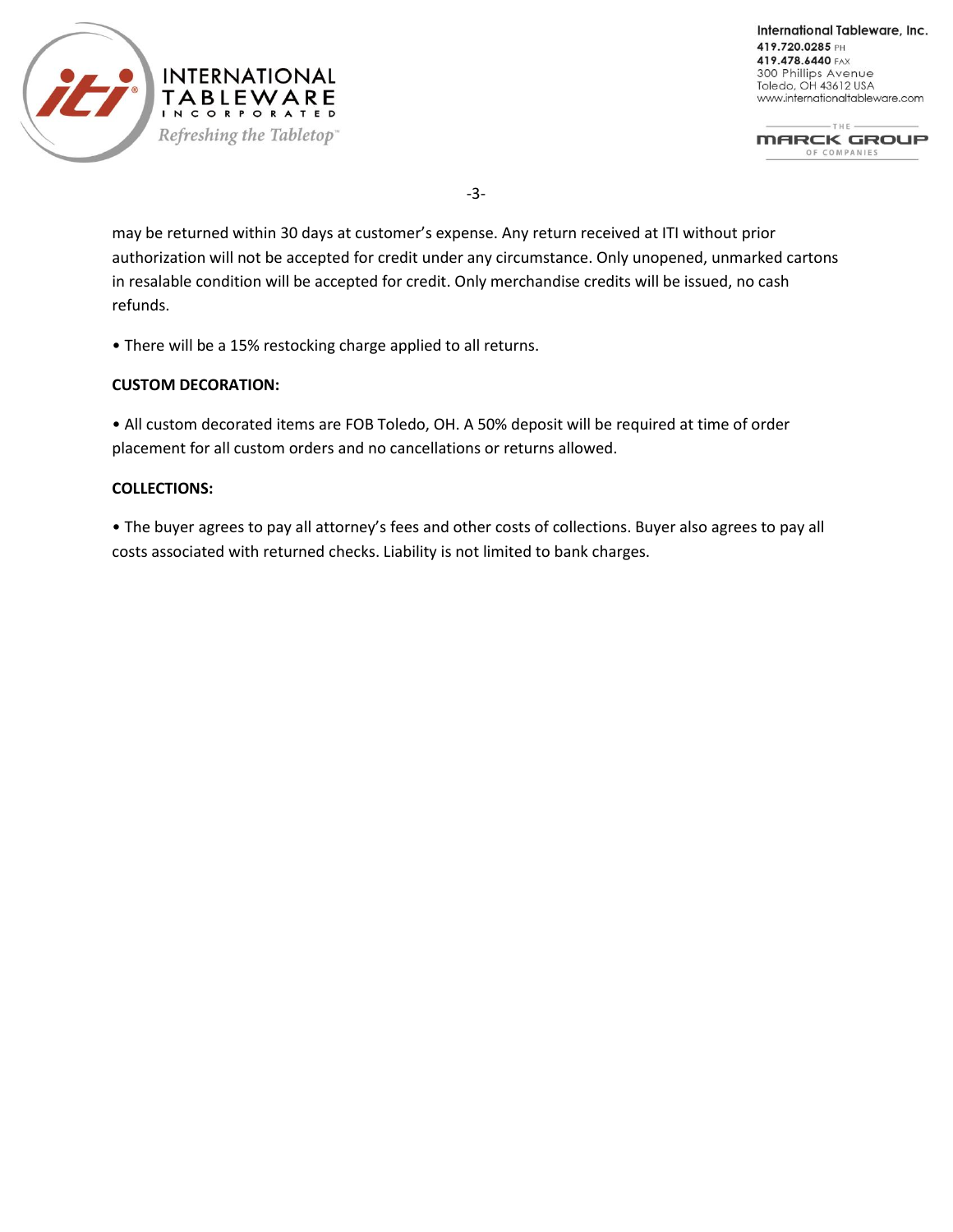may be returned within 30 days at customer's expense. Any return received at ITI without prior authorization will not be accepted for credit under any circumstance. Only unopened, unmarked cartons in resalable condition will be accepted for credit. Only merchandise credits will be issued, no cash refunds.

- There will be a 15% restocking charge applied to all returns.

**CUSTOM DECORATION:**

- All custom decorated items are FOB Toledo, OH. A 50% deposit will be required at time of order placement for all custom orders and no cancellations or returns allowed.

**COLLECTIONS:**

- The buyer agrees to pay all attorney's fees and other costs of collections. Buyer also agrees to pay all costs associated with returned checks. Liability is not limited to bank charges.